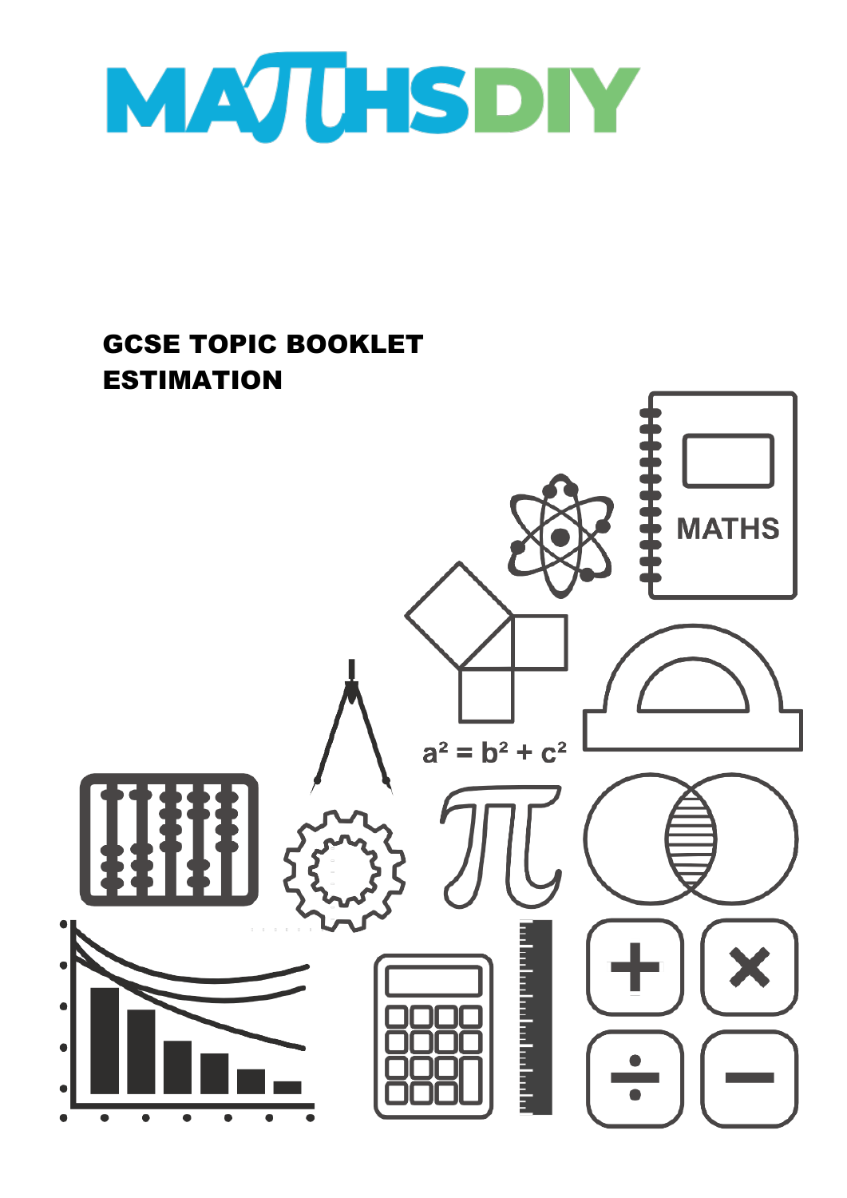# MATHSDIY

## GCSE TOPIC BOOKLET
## ESTIMATION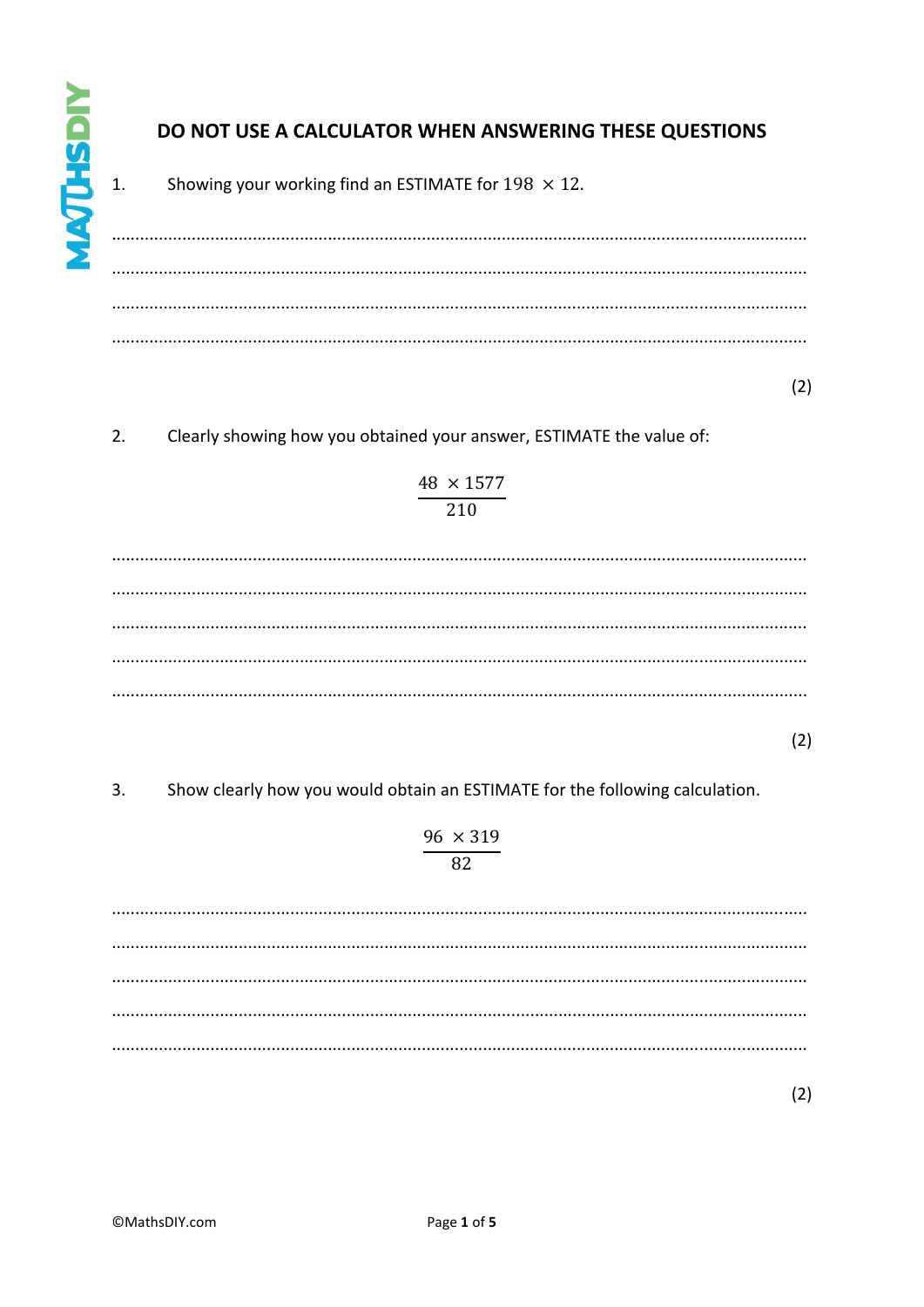**DO NOT USE A CALCULATOR WHEN ANSWERING THESE QUESTIONS**

1. Showing your working find an ESTIMATE for $198 \times 12$.

.................................................................................................................................................

.................................................................................................................................................

.................................................................................................................................................

.................................................................................................................................................

(2)

2. Clearly showing how you obtained your answer, ESTIMATE the value of:

$$\frac{48 \times 1577}{210}$$

.................................................................................................................................................

.................................................................................................................................................

.................................................................................................................................................

.................................................................................................................................................

.................................................................................................................................................

(2)

3. Show clearly how you would obtain an ESTIMATE for the following calculation.

$$\frac{96 \times 319}{82}$$

.................................................................................................................................................

.................................................................................................................................................

.................................................................................................................................................

.................................................................................................................................................

.................................................................................................................................................

(2)

©MathsDIY.com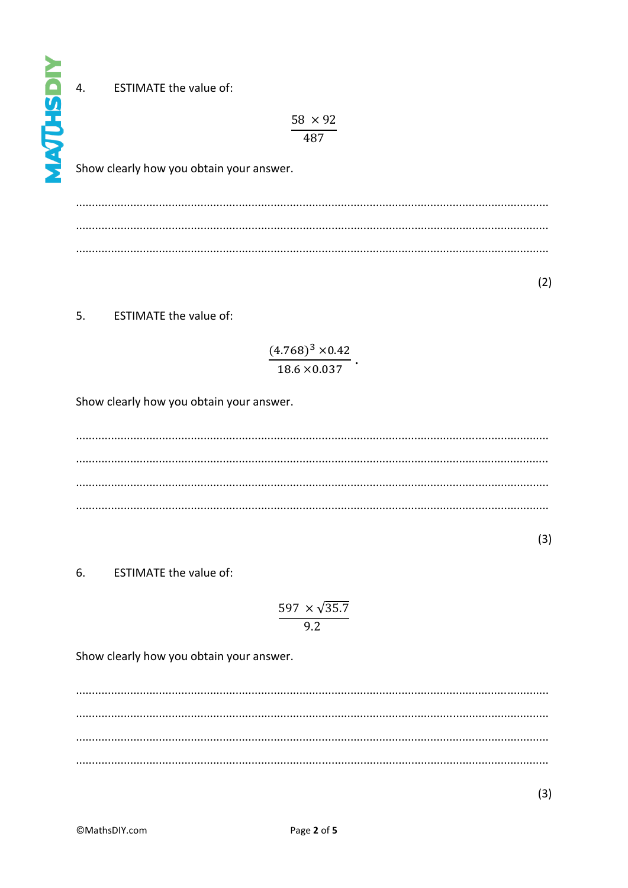4. ESTIMATE the value of:

$$\frac{58 \times 92}{487}$$

Show clearly how you obtain your answer.

.................................................................................................................................................

.................................................................................................................................................

.................................................................................................................................................

(2)

5. ESTIMATE the value of:

$$\frac{(4.768)^3 \times 0.42}{18.6 \times 0.037}.$$

Show clearly how you obtain your answer.

.................................................................................................................................................

.................................................................................................................................................

.................................................................................................................................................

.................................................................................................................................................

(3)

6. ESTIMATE the value of:

$$\frac{597 \times \sqrt{35.7}}{9.2}$$

Show clearly how you obtain your answer.

.................................................................................................................................................

.................................................................................................................................................

.................................................................................................................................................

.................................................................................................................................................

(3)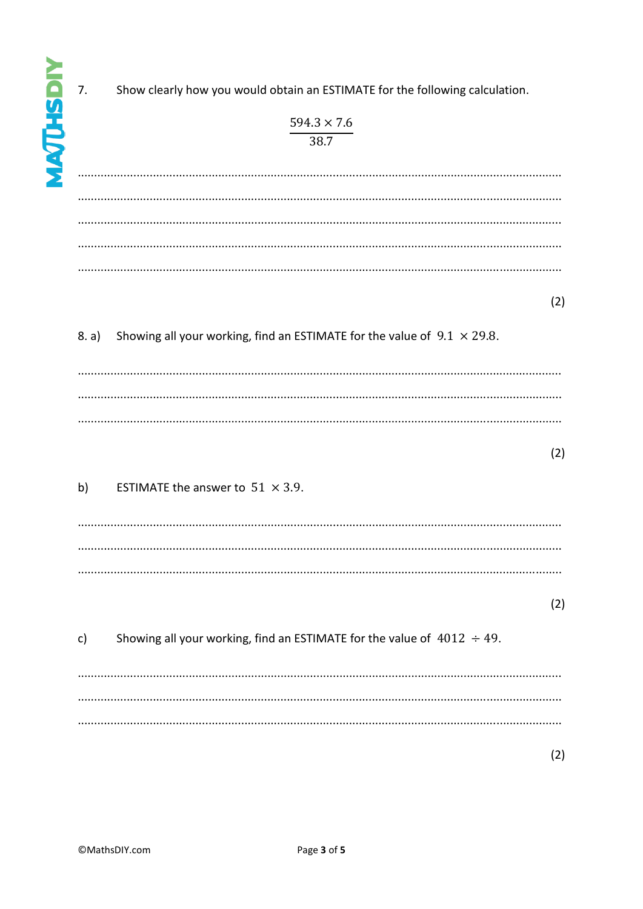7. Show clearly how you would obtain an ESTIMATE for the following calculation.

$$\frac{594.3 \times 7.6}{38.7}$$

..........................................................................................................................................

..........................................................................................................................................

..........................................................................................................................................

..........................................................................................................................................

..........................................................................................................................................

(2)

8. a) Showing all your working, find an ESTIMATE for the value of $9.1 \times 29.8$.

..........................................................................................................................................

..........................................................................................................................................

..........................................................................................................................................

(2)

b) ESTIMATE the answer to $51 \times 3.9$.

..........................................................................................................................................

..........................................................................................................................................

..........................................................................................................................................

(2)

c) Showing all your working, find an ESTIMATE for the value of $4012 \div 49$.

..........................................................................................................................................

..........................................................................................................................................

..........................................................................................................................................

(2)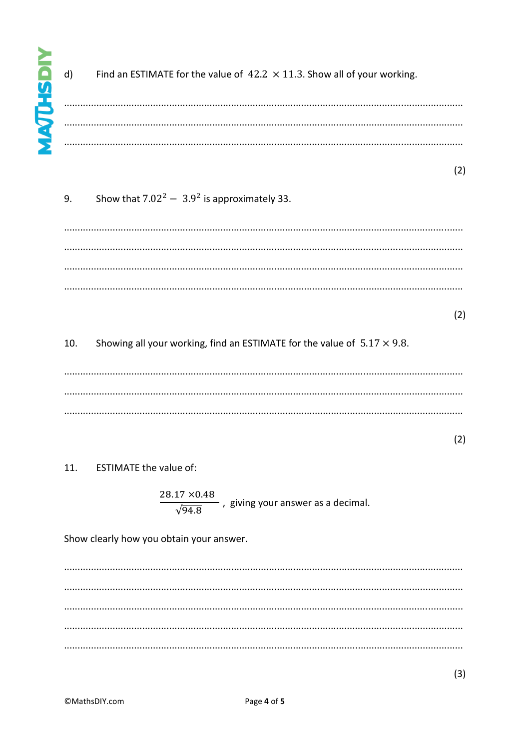d) Find an ESTIMATE for the value of $42.2 \times 11.3$. Show all of your working.

........................................................................................................................................

........................................................................................................................................

........................................................................................................................................

(2)

9. Show that $7.02^2 - 3.9^2$ is approximately 33.

........................................................................................................................................

........................................................................................................................................

........................................................................................................................................

........................................................................................................................................

(2)

10. Showing all your working, find an ESTIMATE for the value of $5.17 \times 9.8$.

........................................................................................................................................

........................................................................................................................................

........................................................................................................................................

(2)

11. ESTIMATE the value of:

$$\frac{28.17 \times 0.48}{\sqrt{94.8}}$$, giving your answer as a decimal.

Show clearly how you obtain your answer.

........................................................................................................................................

........................................................................................................................................

........................................................................................................................................

........................................................................................................................................

........................................................................................................................................

(3)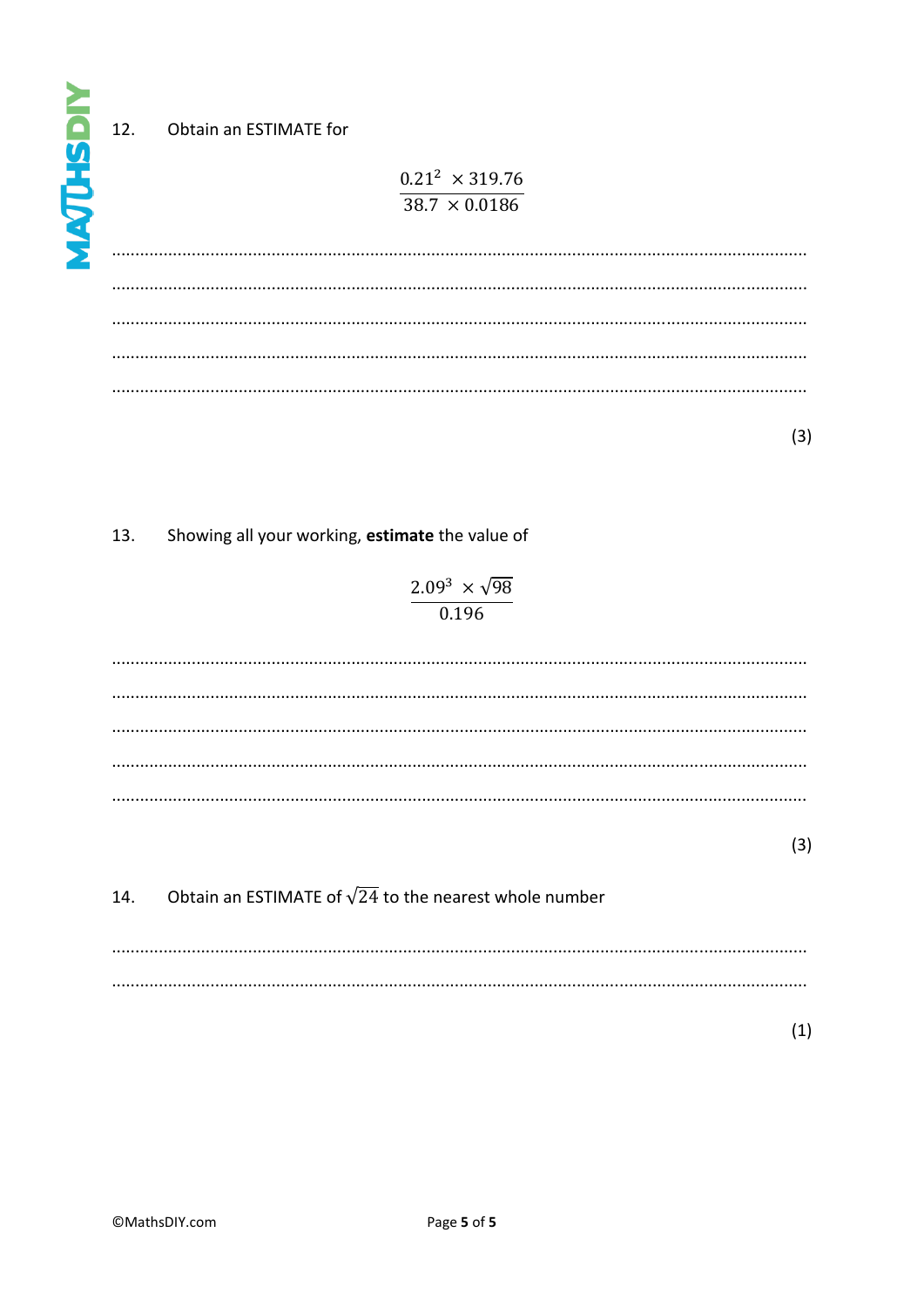12. Obtain an ESTIMATE for

$$\frac{0.21^2 \times 319.76}{38.7 \times 0.0186}$$

.................................................................................................................................................

.................................................................................................................................................

.................................................................................................................................................

.................................................................................................................................................

.................................................................................................................................................

(3)

13. Showing all your working, **estimate** the value of

$$\frac{2.09^3 \times \sqrt{98}}{0.196}$$

.................................................................................................................................................

.................................................................................................................................................

.................................................................................................................................................

.................................................................................................................................................

.................................................................................................................................................

(3)

14. Obtain an ESTIMATE of $\sqrt{24}$ to the nearest whole number

.................................................................................................................................................

.................................................................................................................................................

(1)

©MathsDIY.com